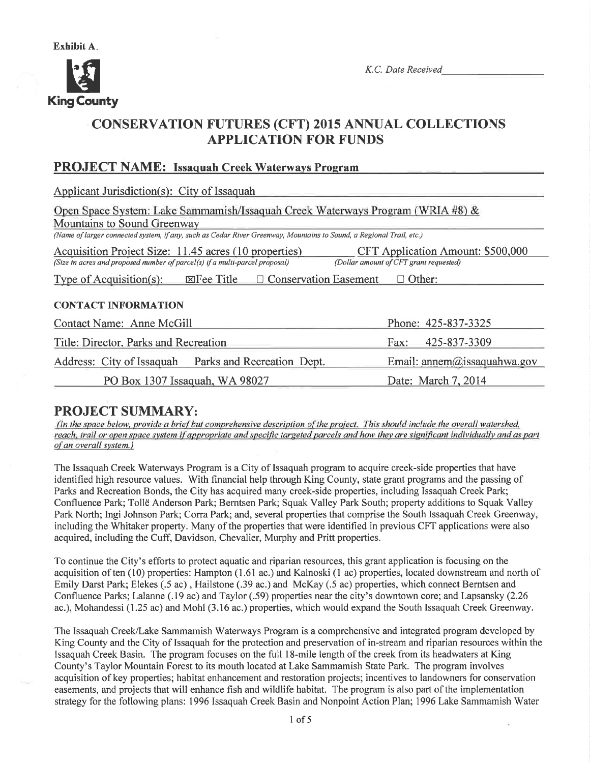**Exhibit A.**

King County

*K.C. Date Received* ______________

# CONSERVATION FUTURES (CFT) 2015 ANNUAL COLLECTIONS APPLICATION FOR FUNDS

## PROJECT NAME: Issaquah Creek Waterways Program

Applicant Jurisdiction(s): City of Issaquah

Open Space System: Lake Sammamish/Issaquah Creek Waterways Program (WRIA #8) & Mountains to Sound Greenway

*(Name of larger connected system, if any, such as Cedar River Greenway, Mountains to Sound, a Regional Trail, etc.)*

Acquisition Project Size: 11.45 acres (10 properties)
*(Size in acres and proposed number of parcel(s) if a multi-parcel proposal)*

CFT Application Amount: $500,000
*(Dollar amount of CFT grant requested)*

Type of Acquisition(s): ☒ Fee Title ☐ Conservation Easement ☐ Other:

### CONTACT INFORMATION

Contact Name: Anne McGill
Phone: 425-837-3325

Title: Director, Parks and Recreation
Fax: 425-837-3309

Address: City of Issaquah Parks and Recreation Dept.
PO Box 1307 Issaquah, WA 98027
Email: annem@issaquahwa.gov

Date: March 7, 2014

## PROJECT SUMMARY:

*(In the space below, provide a brief but comprehensive description of the project. This should include the overall watershed, reach, trail or open space system if appropriate and specific targeted parcels and how they are significant individually and as part of an overall system.)*

The Issaquah Creek Waterways Program is a City of Issaquah program to acquire creek-side properties that have identified high resource values. With financial help through King County, state grant programs and the passing of Parks and Recreation Bonds, the City has acquired many creek-side properties, including Issaquah Creek Park; Confluence Park; Tollë Anderson Park; Berntsen Park; Squak Valley Park South; property additions to Squak Valley Park North; Ingi Johnson Park; Corra Park; and, several properties that comprise the South Issaquah Creek Greenway, including the Whitaker property. Many of the properties that were identified in previous CFT applications were also acquired, including the Cuff, Davidson, Chevalier, Murphy and Pritt properties.

To continue the City's efforts to protect aquatic and riparian resources, this grant application is focusing on the acquisition of ten (10) properties: Hampton (1.61 ac.) and Kalnoski (1 ac) properties, located downstream and north of Emily Darst Park; Elekes (.5 ac) , Hailstone (.39 ac.) and McKay (.5 ac) properties, which connect Berntsen and Confluence Parks; Lalanne (.19 ac) and Taylor (.59) properties near the city's downtown core; and Lapsansky (2.26 ac.), Mohandessi (1.25 ac) and Mohl (3.16 ac.) properties, which would expand the South Issaquah Creek Greenway.

The Issaquah Creek/Lake Sammamish Waterways Program is a comprehensive and integrated program developed by King County and the City of Issaquah for the protection and preservation of in-stream and riparian resources within the Issaquah Creek Basin. The program focuses on the full 18-mile length of the creek from its headwaters at King County's Taylor Mountain Forest to its mouth located at Lake Sammamish State Park. The program involves acquisition of key properties; habitat enhancement and restoration projects; incentives to landowners for conservation easements, and projects that will enhance fish and wildlife habitat. The program is also part of the implementation strategy for the following plans: 1996 Issaquah Creek Basin and Nonpoint Action Plan; 1996 Lake Sammamish Water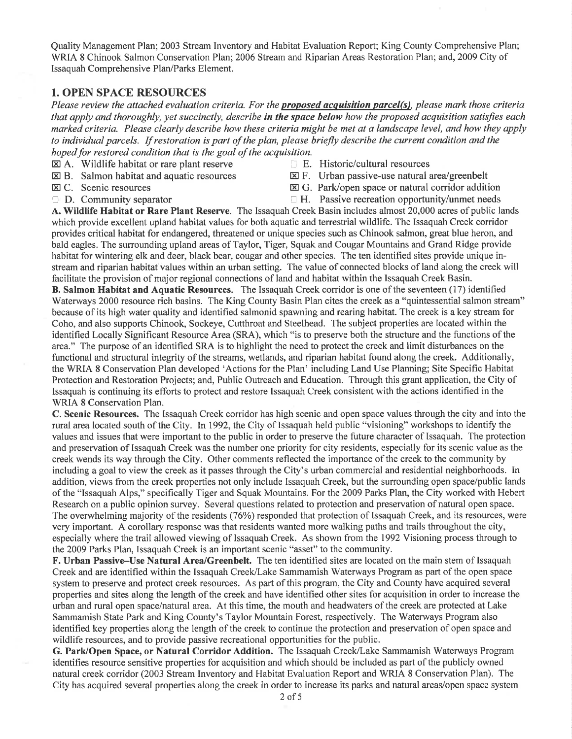Quality Management Plan; 2003 Stream Inventory and Habitat Evaluation Report; King County Comprehensive Plan; WRIA 8 Chinook Salmon Conservation Plan; 2006 Stream and Riparian Areas Restoration Plan; and, 2009 City of Issaquah Comprehensive Plan/Parks Element.

## 1. OPEN SPACE RESOURCES

*Please review the attached evaluation criteria. For the* ***proposed acquisition parcel(s)****, please mark those criteria that apply and thoroughly, yet succinctly, describe* ***in the space below*** *how the proposed acquisition satisfies each marked criteria. Please clearly describe how these criteria might be met at a landscape level, and how they apply to individual parcels. If restoration is part of the plan, please briefly describe the current condition and the hoped for restored condition that is the goal of the acquisition.*

- ☒ A. Wildlife habitat or rare plant reserve
- ☒ B. Salmon habitat and aquatic resources
- ☒ C. Scenic resources
- ☐ D. Community separator
- ☐ E. Historic/cultural resources
- ☒ F. Urban passive-use natural area/greenbelt
- ☒ G. Park/open space or natural corridor addition
- ☐ H. Passive recreation opportunity/unmet needs

**A. Wildlife Habitat or Rare Plant Reserve**. The Issaquah Creek Basin includes almost 20,000 acres of public lands which provide excellent upland habitat values for both aquatic and terrestrial wildlife. The Issaquah Creek corridor provides critical habitat for endangered, threatened or unique species such as Chinook salmon, great blue heron, and bald eagles. The surrounding upland areas of Taylor, Tiger, Squak and Cougar Mountains and Grand Ridge provide habitat for wintering elk and deer, black bear, cougar and other species. The ten identified sites provide unique in-stream and riparian habitat values within an urban setting. The value of connected blocks of land along the creek will facilitate the provision of major regional connections of land and habitat within the Issaquah Creek Basin.

**B. Salmon Habitat and Aquatic Resources**. The Issaquah Creek corridor is one of the seventeen (17) identified Waterways 2000 resource rich basins. The King County Basin Plan cites the creek as a "quintessential salmon stream" because of its high water quality and identified salmonid spawning and rearing habitat. The creek is a key stream for Coho, and also supports Chinook, Sockeye, Cutthroat and Steelhead. The subject properties are located within the identified Locally Significant Resource Area (SRA), which "is to preserve both the structure and the functions of the area." The purpose of an identified SRA is to highlight the need to protect the creek and limit disturbances on the functional and structural integrity of the streams, wetlands, and riparian habitat found along the creek. Additionally, the WRIA 8 Conservation Plan developed 'Actions for the Plan' including Land Use Planning; Site Specific Habitat Protection and Restoration Projects; and, Public Outreach and Education. Through this grant application, the City of Issaquah is continuing its efforts to protect and restore Issaquah Creek consistent with the actions identified in the WRIA 8 Conservation Plan.

**C. Scenic Resources.** The Issaquah Creek corridor has high scenic and open space values through the city and into the rural area located south of the City. In 1992, the City of Issaquah held public "visioning" workshops to identify the values and issues that were important to the public in order to preserve the future character of Issaquah. The protection and preservation of Issaquah Creek was the number one priority for city residents, especially for its scenic value as the creek wends its way through the City. Other comments reflected the importance of the creek to the community by including a goal to view the creek as it passes through the City's urban commercial and residential neighborhoods. In addition, views from the creek properties not only include Issaquah Creek, but the surrounding open space/public lands of the "Issaquah Alps," specifically Tiger and Squak Mountains. For the 2009 Parks Plan, the City worked with Hebert Research on a public opinion survey. Several questions related to protection and preservation of natural open space. The overwhelming majority of the residents (76%) responded that protection of Issaquah Creek, and its resources, were very important. A corollary response was that residents wanted more walking paths and trails throughout the city, especially where the trail allowed viewing of Issaquah Creek. As shown from the 1992 Visioning process through to the 2009 Parks Plan, Issaquah Creek is an important scenic "asset" to the community.

**F. Urban Passive–Use Natural Area/Greenbelt.** The ten identified sites are located on the main stem of Issaquah Creek and are identified within the Issaquah Creek/Lake Sammamish Waterways Program as part of the open space system to preserve and protect creek resources. As part of this program, the City and County have acquired several properties and sites along the length of the creek and have identified other sites for acquisition in order to increase the urban and rural open space/natural area. At this time, the mouth and headwaters of the creek are protected at Lake Sammamish State Park and King County's Taylor Mountain Forest, respectively. The Waterways Program also identified key properties along the length of the creek to continue the protection and preservation of open space and wildlife resources, and to provide passive recreational opportunities for the public.

**G. Park/Open Space, or Natural Corridor Addition.** The Issaquah Creek/Lake Sammamish Waterways Program identifies resource sensitive properties for acquisition and which should be included as part of the publicly owned natural creek corridor (2003 Stream Inventory and Habitat Evaluation Report and WRIA 8 Conservation Plan). The City has acquired several properties along the creek in order to increase its parks and natural areas/open space system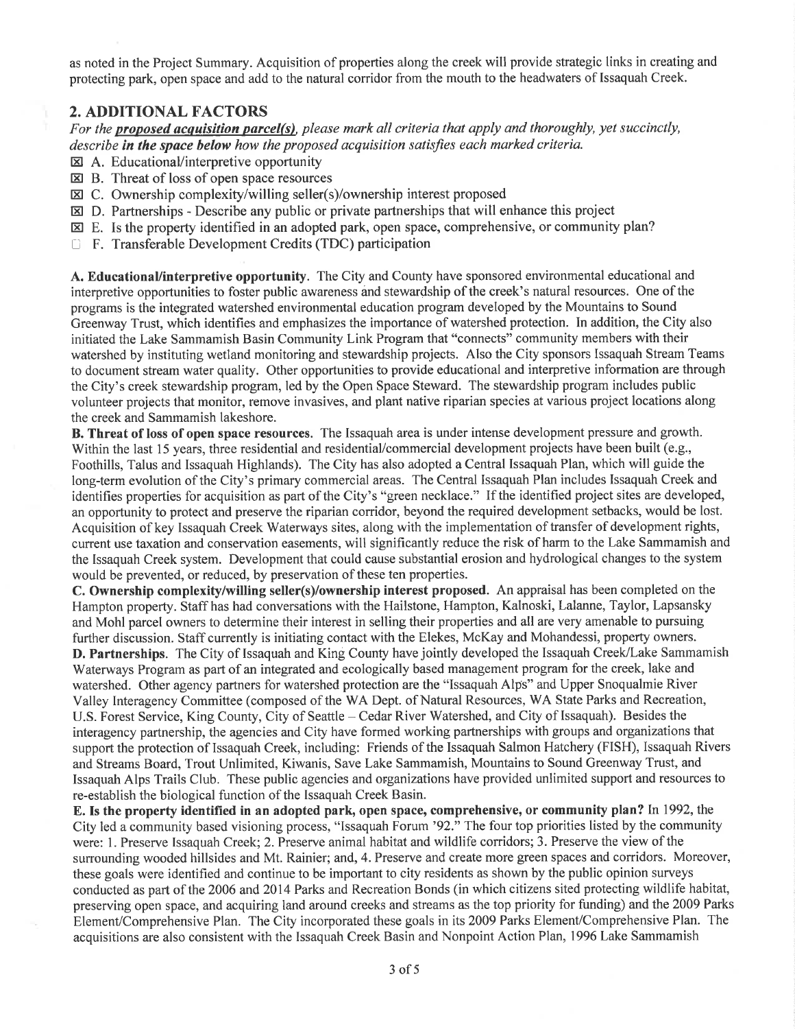as noted in the Project Summary. Acquisition of properties along the creek will provide strategic links in creating and protecting park, open space and add to the natural corridor from the mouth to the headwaters of Issaquah Creek.

## 2. ADDITIONAL FACTORS

*For the **proposed acquisition parcel(s)**, please mark all criteria that apply and thoroughly, yet succinctly, describe **in the space below** how the proposed acquisition satisfies each marked criteria.*

- ☒ A. Educational/interpretive opportunity
- ☒ B. Threat of loss of open space resources
- ☒ C. Ownership complexity/willing seller(s)/ownership interest proposed
- ☒ D. Partnerships - Describe any public or private partnerships that will enhance this project
- ☒ E. Is the property identified in an adopted park, open space, comprehensive, or community plan?
- ☐ F. Transferable Development Credits (TDC) participation

**A. Educational/interpretive opportunity**. The City and County have sponsored environmental educational and interpretive opportunities to foster public awareness and stewardship of the creek's natural resources. One of the programs is the integrated watershed environmental education program developed by the Mountains to Sound Greenway Trust, which identifies and emphasizes the importance of watershed protection. In addition, the City also initiated the Lake Sammamish Basin Community Link Program that "connects" community members with their watershed by instituting wetland monitoring and stewardship projects. Also the City sponsors Issaquah Stream Teams to document stream water quality. Other opportunities to provide educational and interpretive information are through the City's creek stewardship program, led by the Open Space Steward. The stewardship program includes public volunteer projects that monitor, remove invasives, and plant native riparian species at various project locations along the creek and Sammamish lakeshore.

**B. Threat of loss of open space resources**. The Issaquah area is under intense development pressure and growth. Within the last 15 years, three residential and residential/commercial development projects have been built (e.g., Foothills, Talus and Issaquah Highlands). The City has also adopted a Central Issaquah Plan, which will guide the long-term evolution of the City's primary commercial areas. The Central Issaquah Plan includes Issaquah Creek and identifies properties for acquisition as part of the City's "green necklace." If the identified project sites are developed, an opportunity to protect and preserve the riparian corridor, beyond the required development setbacks, would be lost. Acquisition of key Issaquah Creek Waterways sites, along with the implementation of transfer of development rights, current use taxation and conservation easements, will significantly reduce the risk of harm to the Lake Sammamish and the Issaquah Creek system. Development that could cause substantial erosion and hydrological changes to the system would be prevented, or reduced, by preservation of these ten properties.

**C. Ownership complexity/willing seller(s)/ownership interest proposed.** An appraisal has been completed on the Hampton property. Staff has had conversations with the Hailstone, Hampton, Kalnoski, Lalanne, Taylor, Lapsansky and Mohl parcel owners to determine their interest in selling their properties and all are very amenable to pursuing further discussion. Staff currently is initiating contact with the Elekes, McKay and Mohandessi, property owners.

**D. Partnerships**. The City of Issaquah and King County have jointly developed the Issaquah Creek/Lake Sammamish Waterways Program as part of an integrated and ecologically based management program for the creek, lake and watershed. Other agency partners for watershed protection are the "Issaquah Alps" and Upper Snoqualmie River Valley Interagency Committee (composed of the WA Dept. of Natural Resources, WA State Parks and Recreation, U.S. Forest Service, King County, City of Seattle – Cedar River Watershed, and City of Issaquah). Besides the interagency partnership, the agencies and City have formed working partnerships with groups and organizations that support the protection of Issaquah Creek, including: Friends of the Issaquah Salmon Hatchery (FISH), Issaquah Rivers and Streams Board, Trout Unlimited, Kiwanis, Save Lake Sammamish, Mountains to Sound Greenway Trust, and Issaquah Alps Trails Club. These public agencies and organizations have provided unlimited support and resources to re-establish the biological function of the Issaquah Creek Basin.

**E. Is the property identified in an adopted park, open space, comprehensive, or community plan?** In 1992, the City led a community based visioning process, "Issaquah Forum '92." The four top priorities listed by the community were: 1. Preserve Issaquah Creek; 2. Preserve animal habitat and wildlife corridors; 3. Preserve the view of the surrounding wooded hillsides and Mt. Rainier; and, 4. Preserve and create more green spaces and corridors. Moreover, these goals were identified and continue to be important to city residents as shown by the public opinion surveys conducted as part of the 2006 and 2014 Parks and Recreation Bonds (in which citizens sited protecting wildlife habitat, preserving open space, and acquiring land around creeks and streams as the top priority for funding) and the 2009 Parks Element/Comprehensive Plan. The City incorporated these goals in its 2009 Parks Element/Comprehensive Plan. The acquisitions are also consistent with the Issaquah Creek Basin and Nonpoint Action Plan, 1996 Lake Sammamish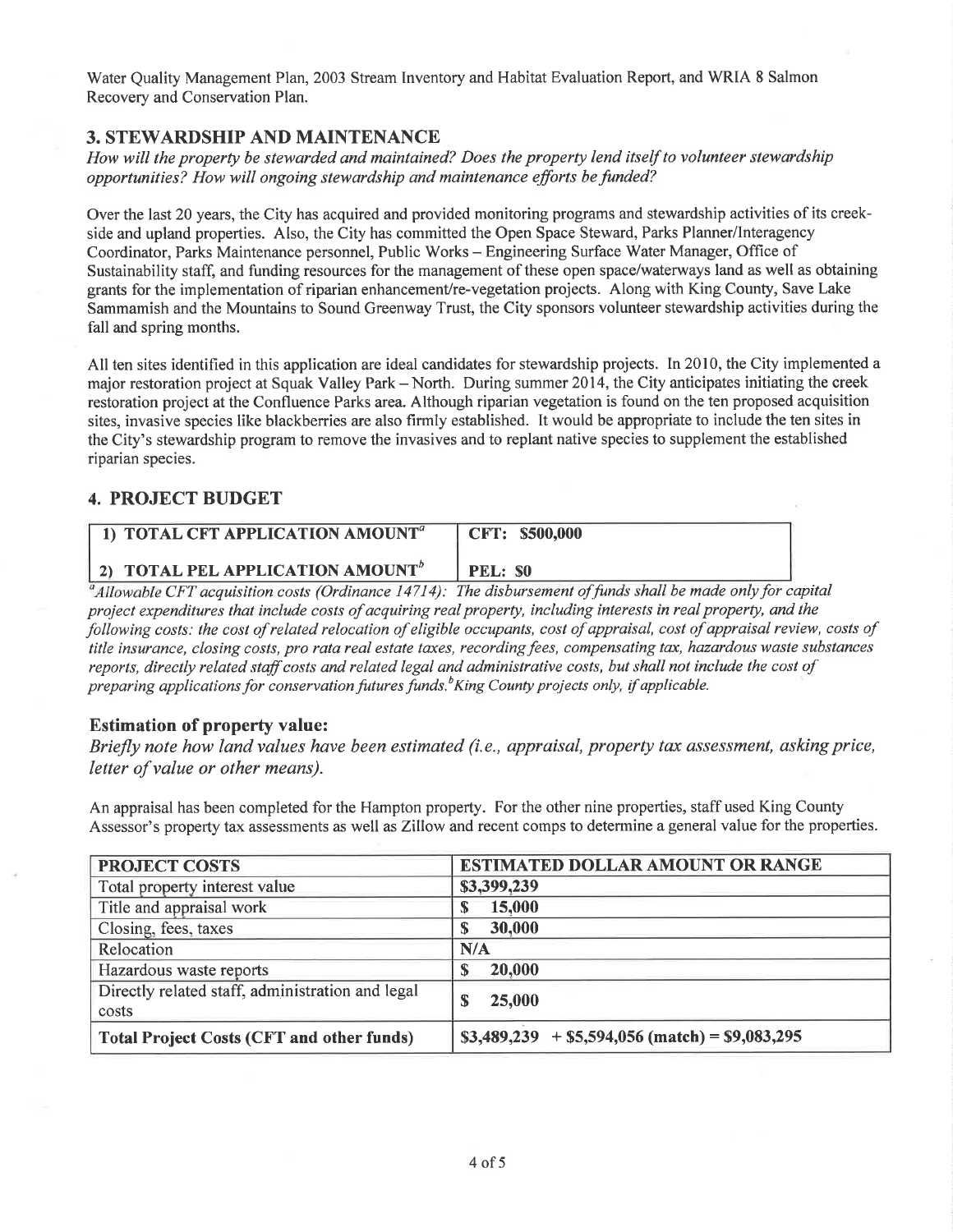Water Quality Management Plan, 2003 Stream Inventory and Habitat Evaluation Report, and WRIA 8 Salmon Recovery and Conservation Plan.

## 3. STEWARDSHIP AND MAINTENANCE

*How will the property be stewarded and maintained? Does the property lend itself to volunteer stewardship opportunities? How will ongoing stewardship and maintenance efforts be funded?*

Over the last 20 years, the City has acquired and provided monitoring programs and stewardship activities of its creek-side and upland properties. Also, the City has committed the Open Space Steward, Parks Planner/Interagency Coordinator, Parks Maintenance personnel, Public Works – Engineering Surface Water Manager, Office of Sustainability staff, and funding resources for the management of these open space/waterways land as well as obtaining grants for the implementation of riparian enhancement/re-vegetation projects. Along with King County, Save Lake Sammamish and the Mountains to Sound Greenway Trust, the City sponsors volunteer stewardship activities during the fall and spring months.

All ten sites identified in this application are ideal candidates for stewardship projects. In 2010, the City implemented a major restoration project at Squak Valley Park – North. During summer 2014, the City anticipates initiating the creek restoration project at the Confluence Parks area. Although riparian vegetation is found on the ten proposed acquisition sites, invasive species like blackberries are also firmly established. It would be appropriate to include the ten sites in the City's stewardship program to remove the invasives and to replant native species to supplement the established riparian species.

## 4. PROJECT BUDGET

| 1) TOTAL CFT APPLICATION AMOUNT[a] | CFT: $500,000 |
|---|---|
| 2) TOTAL PEL APPLICATION AMOUNT[b] | PEL: $0 |

*[a]Allowable CFT acquisition costs (Ordinance 14714): The disbursement of funds shall be made only for capital project expenditures that include costs of acquiring real property, including interests in real property, and the following costs: the cost of related relocation of eligible occupants, cost of appraisal, cost of appraisal review, costs of title insurance, closing costs, pro rata real estate taxes, recording fees, compensating tax, hazardous waste substances reports, directly related staff costs and related legal and administrative costs, but shall not include the cost of preparing applications for conservation futures funds. [b]King County projects only, if applicable.*

### Estimation of property value:

*Briefly note how land values have been estimated (i.e., appraisal, property tax assessment, asking price, letter of value or other means).*

An appraisal has been completed for the Hampton property. For the other nine properties, staff used King County Assessor's property tax assessments as well as Zillow and recent comps to determine a general value for the properties.

| PROJECT COSTS | ESTIMATED DOLLAR AMOUNT OR RANGE |
|---|---|
| Total property interest value | $3,399,239 |
| Title and appraisal work | $ 15,000 |
| Closing, fees, taxes | $ 30,000 |
| Relocation | N/A |
| Hazardous waste reports | $ 20,000 |
| Directly related staff, administration and legal costs | $ 25,000 |
| **Total Project Costs (CFT and other funds)** | **$3,489,239 + $5,594,056 (match) = $9,083,295** |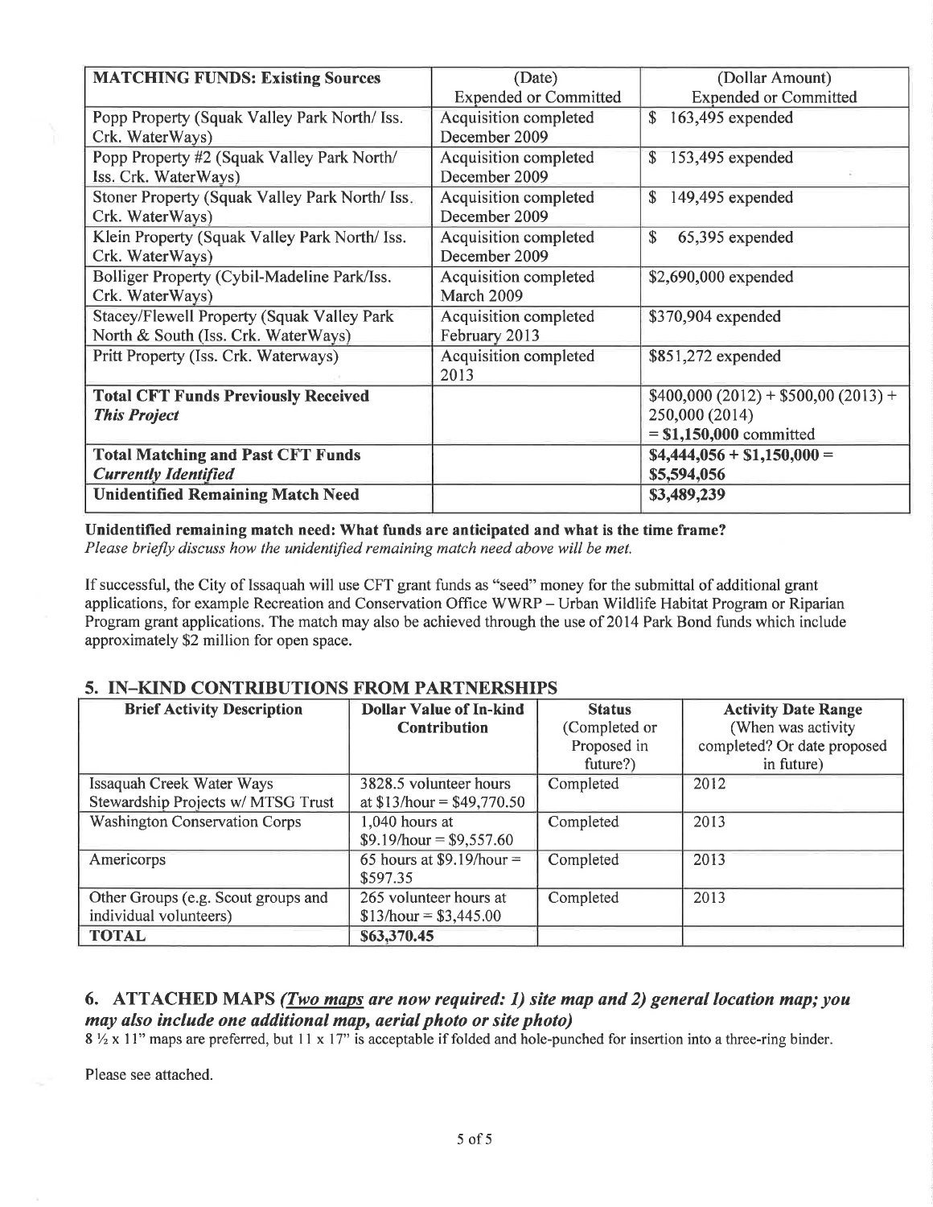| MATCHING FUNDS: Existing Sources | (Date) Expended or Committed | (Dollar Amount) Expended or Committed |
|---|---|---|
| Popp Property (Squak Valley Park North/ Iss. Crk. WaterWays) | Acquisition completed December 2009 | $ 163,495 expended |
| Popp Property #2 (Squak Valley Park North/ Iss. Crk. WaterWays) | Acquisition completed December 2009 | $ 153,495 expended |
| Stoner Property (Squak Valley Park North/ Iss. Crk. WaterWays) | Acquisition completed December 2009 | $ 149,495 expended |
| Klein Property (Squak Valley Park North/ Iss. Crk. WaterWays) | Acquisition completed December 2009 | $ 65,395 expended |
| Bolliger Property (Cybil-Madeline Park/Iss. Crk. WaterWays) | Acquisition completed March 2009 | $2,690,000 expended |
| Stacey/Flewell Property (Squak Valley Park North & South (Iss. Crk. WaterWays) | Acquisition completed February 2013 | $370,904 expended |
| Pritt Property (Iss. Crk. Waterways) | Acquisition completed 2013 | $851,272 expended |
| **Total CFT Funds Previously Received *This Project*** | | $400,000 (2012) + $500,00 (2013) + 250,000 (2014) = **$1,150,000** committed |
| **Total Matching and Past CFT Funds *Currently Identified*** | | **$4,444,056 + $1,150,000 = $5,594,056** |
| **Unidentified Remaining Match Need** | | **$3,489,239** |

**Unidentified remaining match need: What funds are anticipated and what is the time frame?**
*Please briefly discuss how the unidentified remaining match need above will be met.*

If successful, the City of Issaquah will use CFT grant funds as "seed" money for the submittal of additional grant applications, for example Recreation and Conservation Office WWRP – Urban Wildlife Habitat Program or Riparian Program grant applications. The match may also be achieved through the use of 2014 Park Bond funds which include approximately $2 million for open space.

## 5. IN-KIND CONTRIBUTIONS FROM PARTNERSHIPS

| Brief Activity Description | Dollar Value of In-kind Contribution | Status (Completed or Proposed in future?) | Activity Date Range (When was activity completed? Or date proposed in future) |
|---|---|---|---|
| Issaquah Creek Water Ways Stewardship Projects w/ MTSG Trust | 3828.5 volunteer hours at $13/hour = $49,770.50 | Completed | 2012 |
| Washington Conservation Corps | 1,040 hours at $9.19/hour = $9,557.60 | Completed | 2013 |
| Americorps | 65 hours at $9.19/hour = $597.35 | Completed | 2013 |
| Other Groups (e.g. Scout groups and individual volunteers) | 265 volunteer hours at $13/hour = $3,445.00 | Completed | 2013 |
| **TOTAL** | **$63,370.45** | | |

## 6. ATTACHED MAPS *(Two maps are now required: 1) site map and 2) general location map; you may also include one additional map, aerial photo or site photo)*

8 ½ x 11" maps are preferred, but 11 x 17" is acceptable if folded and hole-punched for insertion into a three-ring binder.

Please see attached.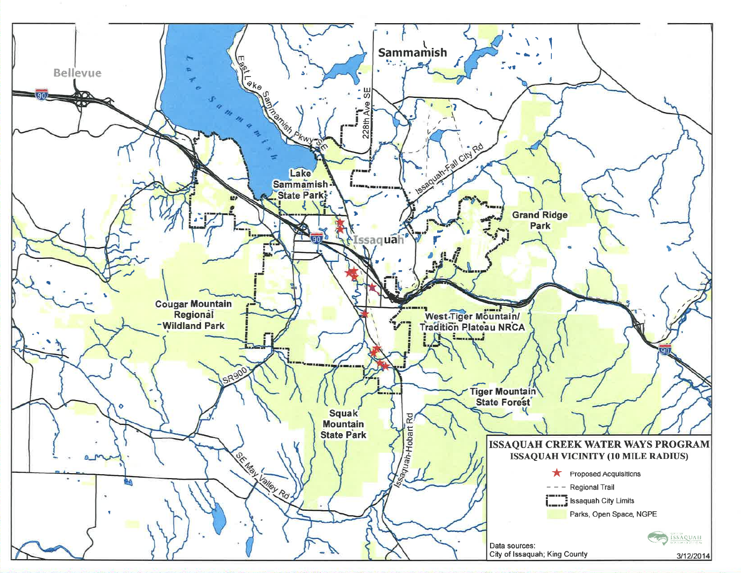# ISSAQUAH CREEK WATER WAYS PROGRAM

## ISSAQUAH VICINITY (10 MILE RADIUS)

- ★ Proposed Acquisitions
- – – – Regional Trail
- Issaquah City Limits
- Parks, Open Space, NGPE

Data sources:
City of Issaquah; King County

3/12/2014

Bellevue

Sammamish

Issaquah

Lake Sammamish

Lake Sammamish State Park

Grand Ridge Park

Cougar Mountain Regional Wildland Park

West Tiger Mountain/ Tradition Plateau NRCA

Tiger Mountain State Forest

Squak Mountain State Park

East Lake Sammamish Pkwy SE

228th Ave SE

Issaquah-Fall City Rd

Issaquah-Hobart Rd

SE May Valley Rd

SR900

90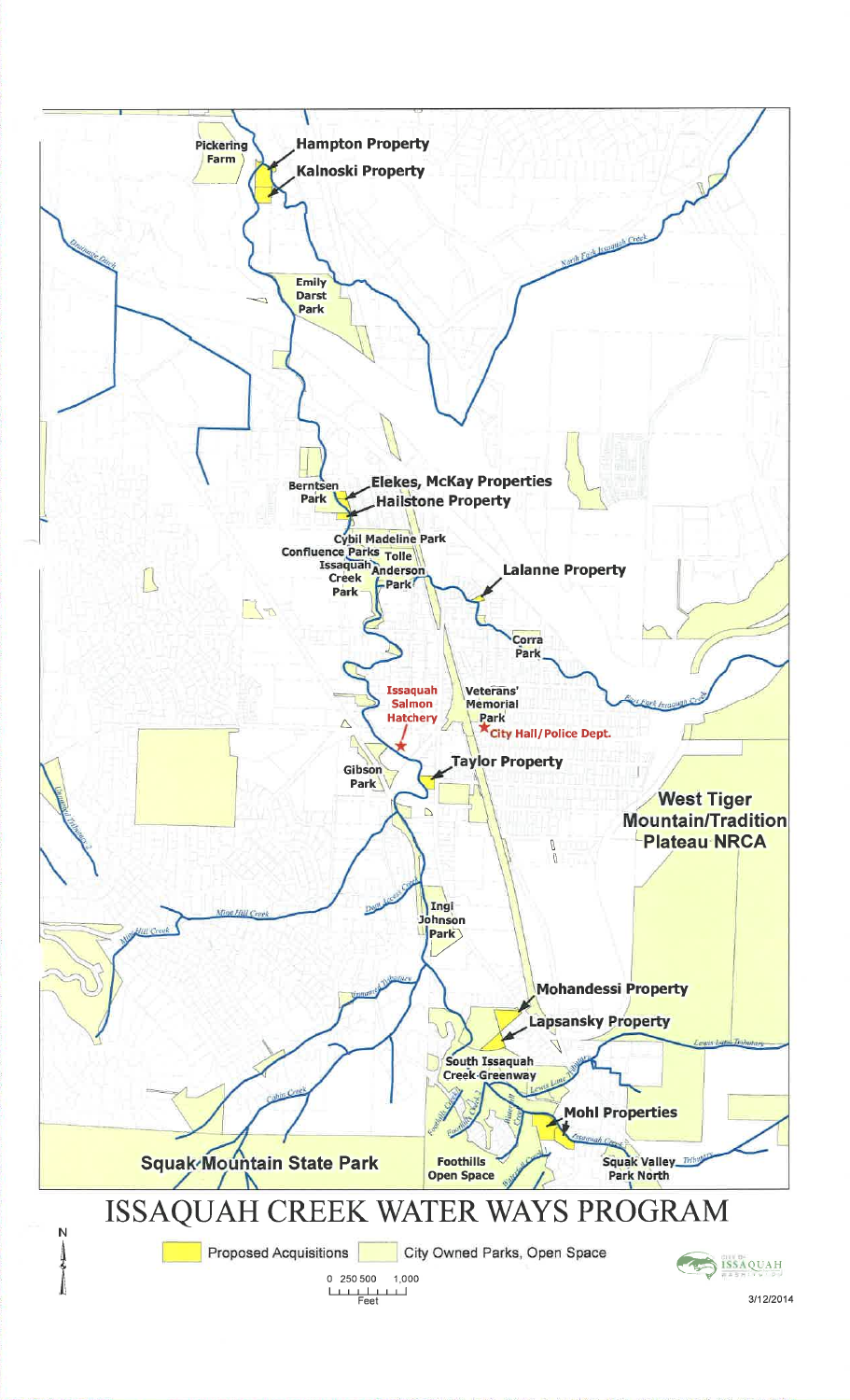Pickering Farm

Hampton Property

Kalnoski Property

Drainage Ditch

North Fork Issaquah Creek

Emily Darst Park

Berntsen Park

Elekes, McKay Properties

Hailstone Property

Cybil Madeline Park

Confluence Parks

Tolle Anderson Park

Issaquah Creek Park

Lalanne Property

Corra Park

East Fork Issaquah Creek

Issaquah Salmon Hatchery

Veterans' Memorial Park

City Hall/Police Dept.

Gibson Park

Taylor Property

West Tiger Mountain/Tradition Plateau NRCA

Dogwood Creek

Ingi Johnson Park

Mine Hill Creek

Mohandessi Property

Lapsansky Property

Lewis Lane Tributary

South Issaquah Creek Greenway

Cabin Creek

Mohl Properties

Issaquah Creek

Squak Mountain State Park

Foothills Open Space

Squak Valley Park North

# ISSAQUAH CREEK WATER WAYS PROGRAM

Proposed Acquisitions

City Owned Parks, Open Space

N

0 250 500 1,000

Feet

CITY OF ISSAQUAH WASHINGTON

3/12/2014